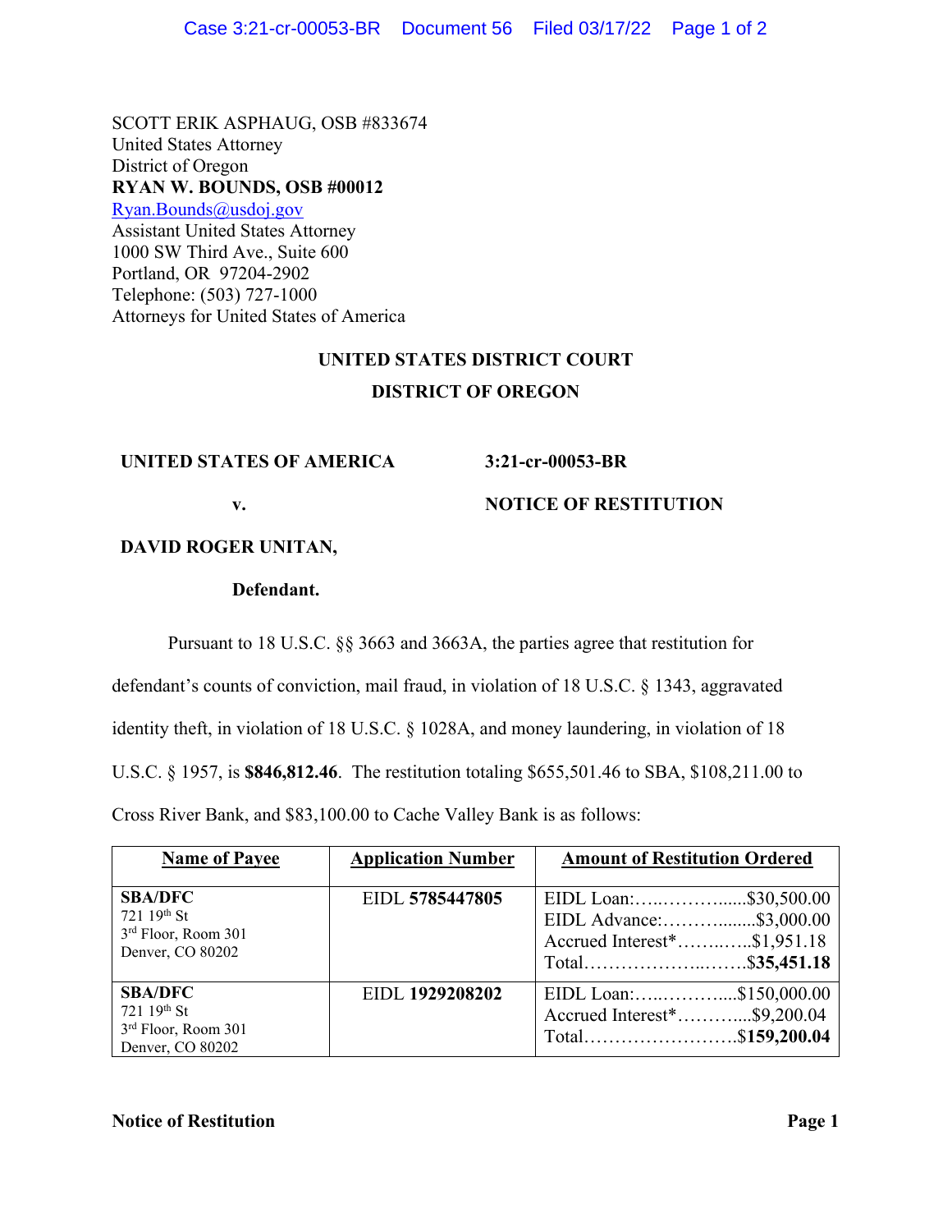SCOTT ERIK ASPHAUG, OSB #833674
United States Attorney
District of Oregon
**RYAN W. BOUNDS, OSB #00012**
Ryan.Bounds@usdoj.gov
Assistant United States Attorney
1000 SW Third Ave., Suite 600
Portland, OR 97204-2902
Telephone: (503) 727-1000
Attorneys for United States of America

**UNITED STATES DISTRICT COURT**

**DISTRICT OF OREGON**

| | |
|---|---|
| **UNITED STATES OF AMERICA** | **3:21-cr-00053-BR** |
| **v.** | **NOTICE OF RESTITUTION** |
| **DAVID ROGER UNITAN,** | |
| **Defendant.** | |

Pursuant to 18 U.S.C. §§ 3663 and 3663A, the parties agree that restitution for defendant's counts of conviction, mail fraud, in violation of 18 U.S.C. § 1343, aggravated identity theft, in violation of 18 U.S.C. § 1028A, and money laundering, in violation of 18 U.S.C. § 1957, is **$846,812.46**. The restitution totaling $655,501.46 to SBA, $108,211.00 to Cross River Bank, and $83,100.00 to Cache Valley Bank is as follows:

| Name of Payee | Application Number | Amount of Restitution Ordered |
|---|---|---|
| **SBA/DFC**<br>721 19th St<br>3rd Floor, Room 301<br>Denver, CO 80202 | EIDL **5785447805** | EIDL Loan:…..………......$30,500.00<br>EIDL Advance:………........$3,000.00<br>Accrued Interest*……..…..$1,951.18<br>Total………………..…….$**35,451.18** |
| **SBA/DFC**<br>721 19th St<br>3rd Floor, Room 301<br>Denver, CO 80202 | EIDL **1929208202** | EIDL Loan:…..………....$150,000.00<br>Accrued Interest*………....$9,200.04<br>Total…………………….$**159,200.04** |

**Notice of Restitution**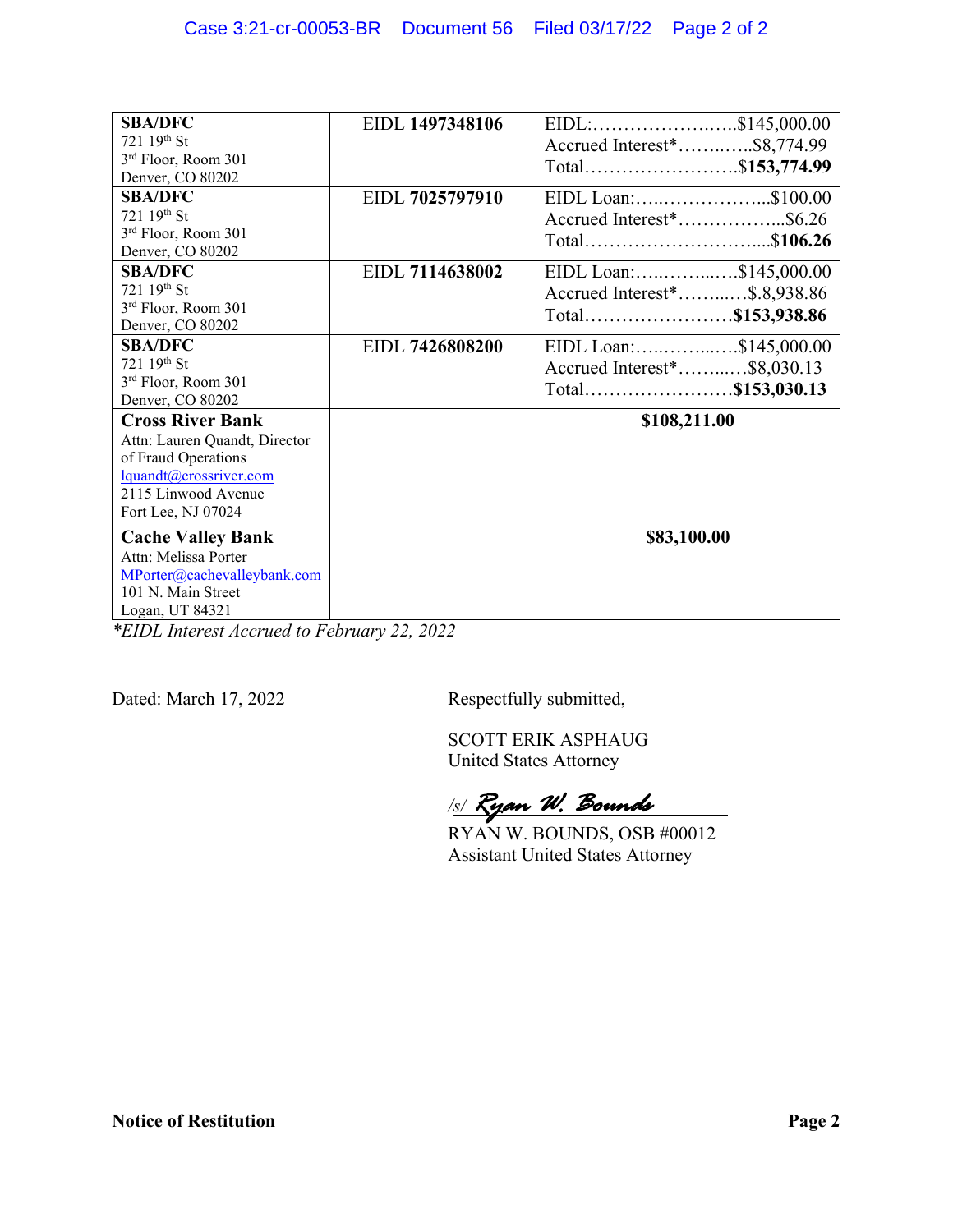| | | |
|---|---|---|
| **SBA/DFC**<br>721 19th St<br>3rd Floor, Room 301<br>Denver, CO 80202 | EIDL **1497348106** | EIDL:……………….…..$145,000.00<br>Accrued Interest*……..…..$8,774.99<br>Total…………………….**$153,774.99** |
| **SBA/DFC**<br>721 19th St<br>3rd Floor, Room 301<br>Denver, CO 80202 | EIDL **7025797910** | EIDL Loan:…...……………...$100.00<br>Accrued Interest*……………...$6.26<br>Total………………………....$**106.26** |
| **SBA/DFC**<br>721 19th St<br>3rd Floor, Room 301<br>Denver, CO 80202 | EIDL **7114638002** | EIDL Loan:…..……...….$145,000.00<br>Accrued Interest*……...…$.8,938.86<br>Total……………………**$153,938.86** |
| **SBA/DFC**<br>721 19th St<br>3rd Floor, Room 301<br>Denver, CO 80202 | EIDL **7426808200** | EIDL Loan:…..……...….$145,000.00<br>Accrued Interest*……...…$8,030.13<br>Total……………………**$153,030.13** |
| **Cross River Bank**<br>Attn: Lauren Quandt, Director of Fraud Operations<br>lquandt@crossriver.com<br>2115 Linwood Avenue<br>Fort Lee, NJ 07024 | | **$108,211.00** |
| **Cache Valley Bank**<br>Attn: Melissa Porter<br>MPorter@cachevalleybank.com<br>101 N. Main Street<br>Logan, UT 84321 | | **$83,100.00** |

**EIDL Interest Accrued to February 22, 2022*

Dated: March 17, 2022

Respectfully submitted,

SCOTT ERIK ASPHAUG
United States Attorney

/s/ *Ryan W. Bounds*

RYAN W. BOUNDS, OSB #00012
Assistant United States Attorney

**Notice of Restitution**